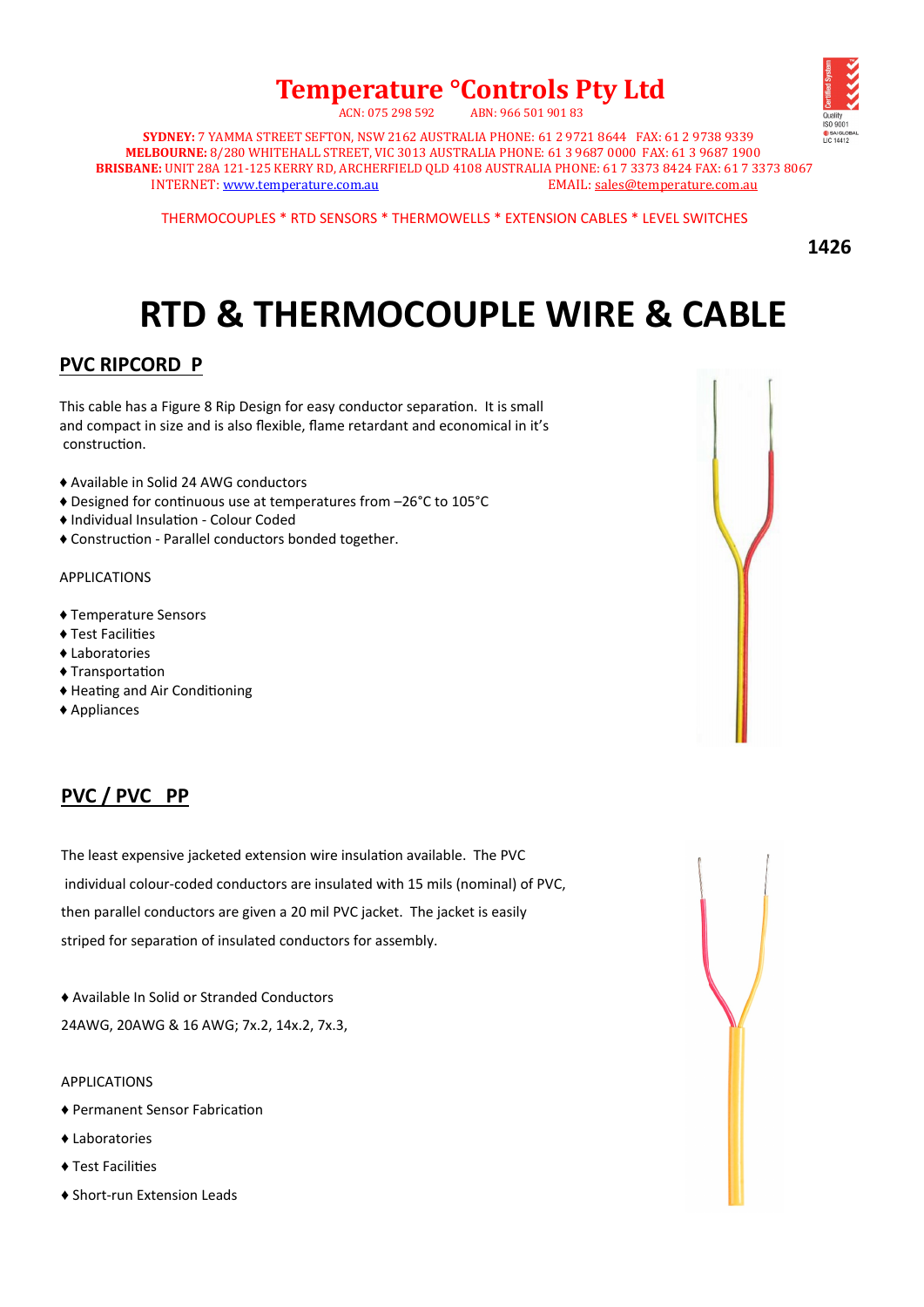# Temperature °Controls Pty Ltd

ACN: 075 298 592 ABN: 966 501 901 83

**SYDNEY:** 7 YAMMA STREET SEFTON, NSW 2162 AUSTRALIA PHONE: 61 2 9721 8644 FAX: 61 2 9738 9339
**MELBOURNE:** 8/280 WHITEHALL STREET, VIC 3013 AUSTRALIA PHONE: 61 3 9687 0000 FAX: 61 3 9687 1900
**BRISBANE:** UNIT 28A 121-125 KERRY RD, ARCHERFIELD QLD 4108 AUSTRALIA PHONE: 61 7 3373 8424 FAX: 61 7 3373 8067
INTERNET: [www.temperature.com.au](http://www.temperature.com.au) EMAIL: [sales@temperature.com.au](mailto:sales@temperature.com.au)

THERMOCOUPLES * RTD SENSORS * THERMOWELLS * EXTENSION CABLES * LEVEL SWITCHES

**1426**

# RTD & THERMOCOUPLE WIRE & CABLE

## PVC RIPCORD P

This cable has a Figure 8 Rip Design for easy conductor separation. It is small and compact in size and is also flexible, flame retardant and economical in it's construction.

- ♦ Available in Solid 24 AWG conductors
- ♦ Designed for continuous use at temperatures from –26°C to 105°C
- ♦ Individual Insulation - Colour Coded
- ♦ Construction - Parallel conductors bonded together.

APPLICATIONS

- ♦ Temperature Sensors
- ♦ Test Facilities
- ♦ Laboratories
- ♦ Transportation
- ♦ Heating and Air Conditioning
- ♦ Appliances

## PVC / PVC PP

The least expensive jacketed extension wire insulation available. The PVC individual colour-coded conductors are insulated with 15 mils (nominal) of PVC, then parallel conductors are given a 20 mil PVC jacket. The jacket is easily striped for separation of insulated conductors for assembly.

♦ Available In Solid or Stranded Conductors
24AWG, 20AWG & 16 AWG; 7x.2, 14x.2, 7x.3,

APPLICATIONS

- ♦ Permanent Sensor Fabrication
- ♦ Laboratories
- ♦ Test Facilities
- ♦ Short-run Extension Leads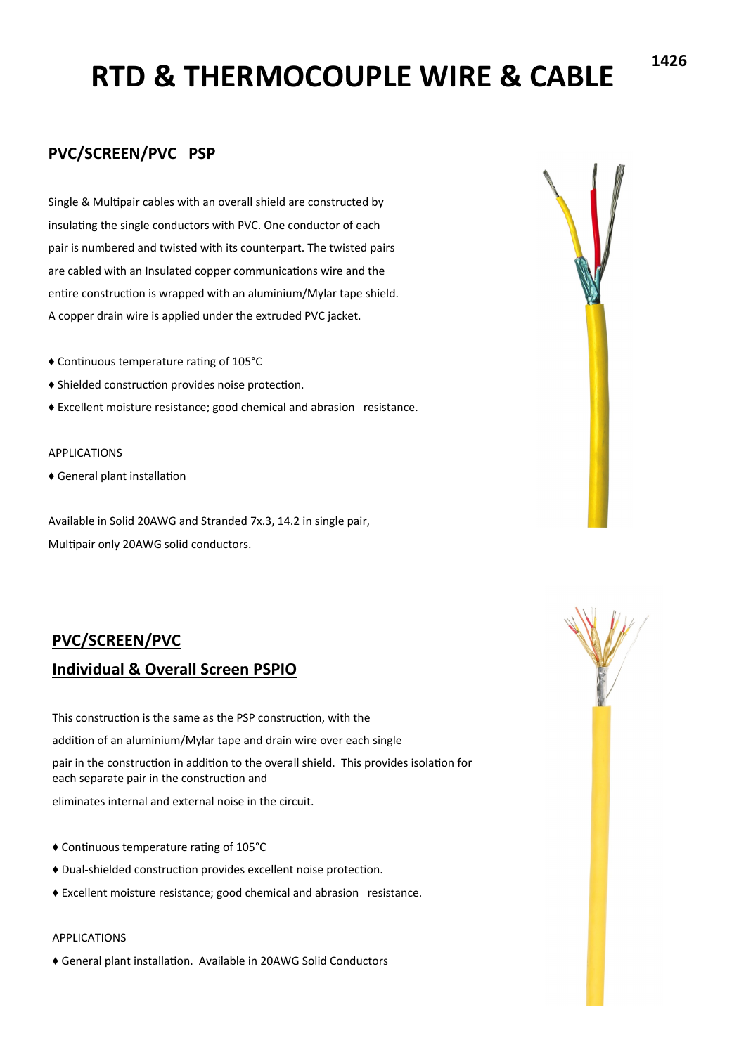# RTD & THERMOCOUPLE WIRE & CABLE

## PVC/SCREEN/PVC PSP

Single & Multipair cables with an overall shield are constructed by insulating the single conductors with PVC. One conductor of each pair is numbered and twisted with its counterpart. The twisted pairs are cabled with an Insulated copper communications wire and the entire construction is wrapped with an aluminium/Mylar tape shield. A copper drain wire is applied under the extruded PVC jacket.

- ♦ Continuous temperature rating of 105°C
- ♦ Shielded construction provides noise protection.
- ♦ Excellent moisture resistance; good chemical and abrasion resistance.

APPLICATIONS

- ♦ General plant installation

Available in Solid 20AWG and Stranded 7x.3, 14.2 in single pair,
Multipair only 20AWG solid conductors.

## PVC/SCREEN/PVC

## Individual & Overall Screen PSPIO

This construction is the same as the PSP construction, with the addition of an aluminium/Mylar tape and drain wire over each single pair in the construction in addition to the overall shield. This provides isolation for each separate pair in the construction and eliminates internal and external noise in the circuit.

- ♦ Continuous temperature rating of 105°C
- ♦ Dual-shielded construction provides excellent noise protection.
- ♦ Excellent moisture resistance; good chemical and abrasion resistance.

APPLICATIONS

- ♦ General plant installation. Available in 20AWG Solid Conductors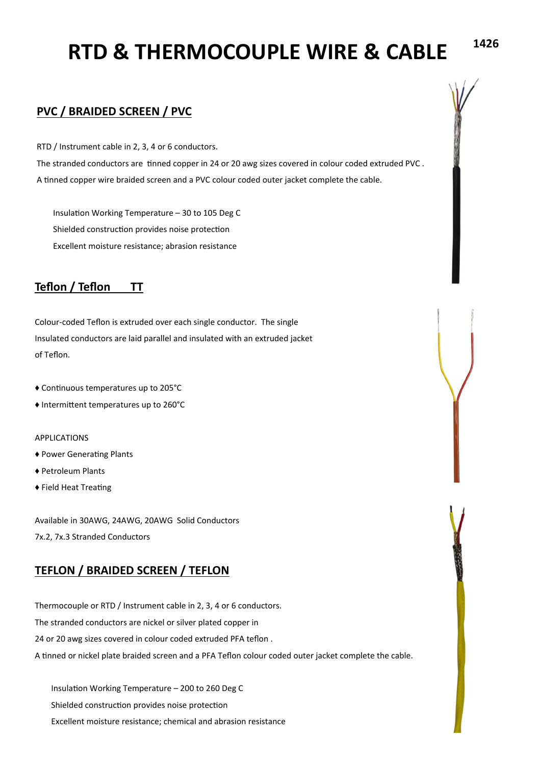# RTD & THERMOCOUPLE WIRE & CABLE

## PVC / BRAIDED SCREEN / PVC

RTD / Instrument cable in 2, 3, 4 or 6 conductors.

The stranded conductors are tinned copper in 24 or 20 awg sizes covered in colour coded extruded PVC .

A tinned copper wire braided screen and a PVC colour coded outer jacket complete the cable.

Insulation Working Temperature – 30 to 105 Deg C

Shielded construction provides noise protection

Excellent moisture resistance; abrasion resistance

## Teflon / Teflon TT

Colour-coded Teflon is extruded over each single conductor. The single Insulated conductors are laid parallel and insulated with an extruded jacket of Teflon.

♦ Continuous temperatures up to 205°C

♦ Intermittent temperatures up to 260°C

APPLICATIONS

♦ Power Generating Plants

♦ Petroleum Plants

♦ Field Heat Treating

Available in 30AWG, 24AWG, 20AWG Solid Conductors

7x.2, 7x.3 Stranded Conductors

## TEFLON / BRAIDED SCREEN / TEFLON

Thermocouple or RTD / Instrument cable in 2, 3, 4 or 6 conductors.

The stranded conductors are nickel or silver plated copper in 24 or 20 awg sizes covered in colour coded extruded PFA teflon .

A tinned or nickel plate braided screen and a PFA Teflon colour coded outer jacket complete the cable.

Insulation Working Temperature – 200 to 260 Deg C

Shielded construction provides noise protection

Excellent moisture resistance; chemical and abrasion resistance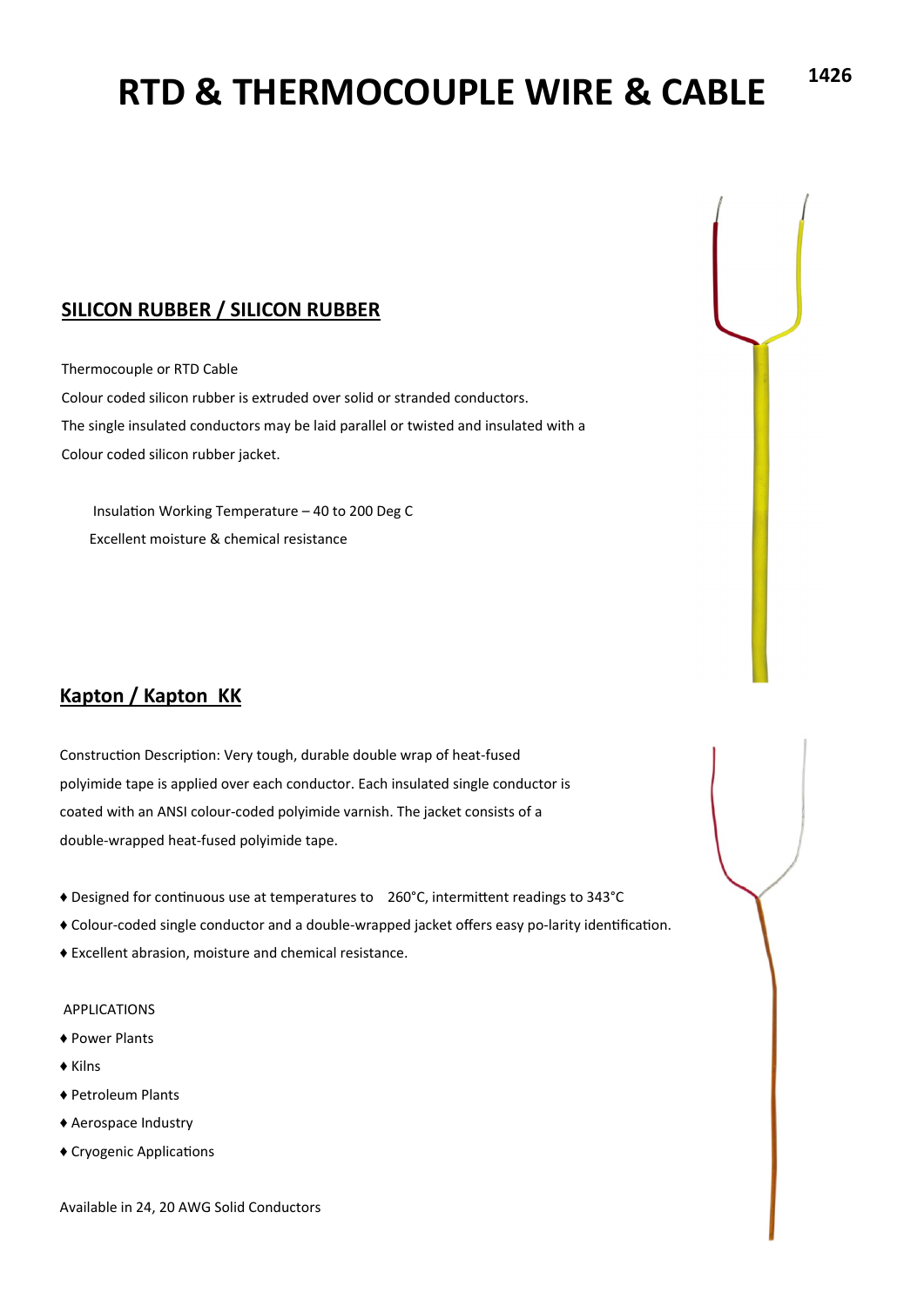# RTD & THERMOCOUPLE WIRE & CABLE

## SILICON RUBBER / SILICON RUBBER

Thermocouple or RTD Cable

Colour coded silicon rubber is extruded over solid or stranded conductors.

The single insulated conductors may be laid parallel or twisted and insulated with a Colour coded silicon rubber jacket.

Insulation Working Temperature – 40 to 200 Deg C

Excellent moisture & chemical resistance

## Kapton / Kapton KK

Construction Description: Very tough, durable double wrap of heat-fused polyimide tape is applied over each conductor. Each insulated single conductor is coated with an ANSI colour-coded polyimide varnish. The jacket consists of a double-wrapped heat-fused polyimide tape.

- Designed for continuous use at temperatures to 260°C, intermittent readings to 343°C
- Colour-coded single conductor and a double-wrapped jacket offers easy po-larity identification.
- Excellent abrasion, moisture and chemical resistance.

APPLICATIONS

- Power Plants
- Kilns
- Petroleum Plants
- Aerospace Industry
- Cryogenic Applications

Available in 24, 20 AWG Solid Conductors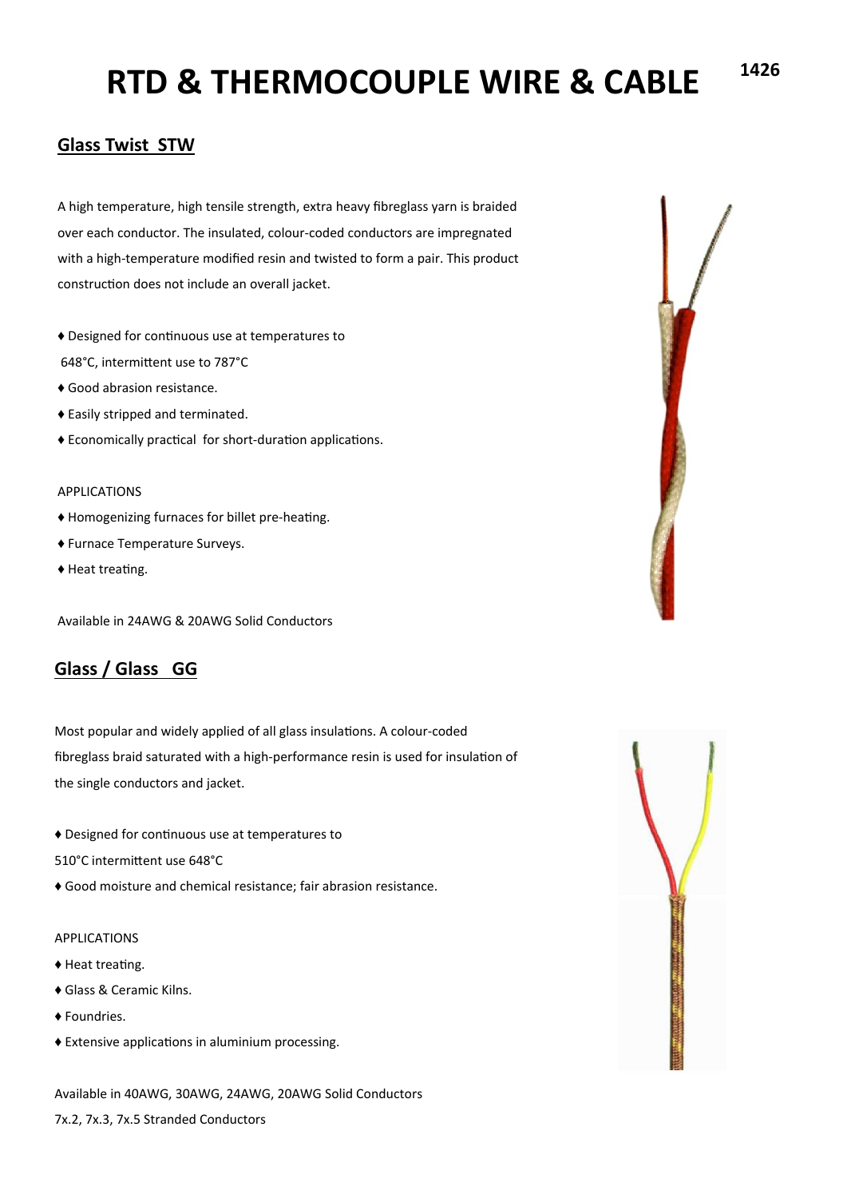# RTD & THERMOCOUPLE WIRE & CABLE

## Glass Twist STW

A high temperature, high tensile strength, extra heavy fibreglass yarn is braided over each conductor. The insulated, colour-coded conductors are impregnated with a high-temperature modified resin and twisted to form a pair. This product construction does not include an overall jacket.

♦ Designed for continuous use at temperatures to 648°C, intermittent use to 787°C
♦ Good abrasion resistance.
♦ Easily stripped and terminated.
♦ Economically practical for short-duration applications.

APPLICATIONS

♦ Homogenizing furnaces for billet pre-heating.
♦ Furnace Temperature Surveys.
♦ Heat treating.

Available in 24AWG & 20AWG Solid Conductors

## Glass / Glass GG

Most popular and widely applied of all glass insulations. A colour-coded fibreglass braid saturated with a high-performance resin is used for insulation of the single conductors and jacket.

♦ Designed for continuous use at temperatures to 510°C intermittent use 648°C
♦ Good moisture and chemical resistance; fair abrasion resistance.

APPLICATIONS

♦ Heat treating.
♦ Glass & Ceramic Kilns.
♦ Foundries.
♦ Extensive applications in aluminium processing.

Available in 40AWG, 30AWG, 24AWG, 20AWG Solid Conductors
7x.2, 7x.3, 7x.5 Stranded Conductors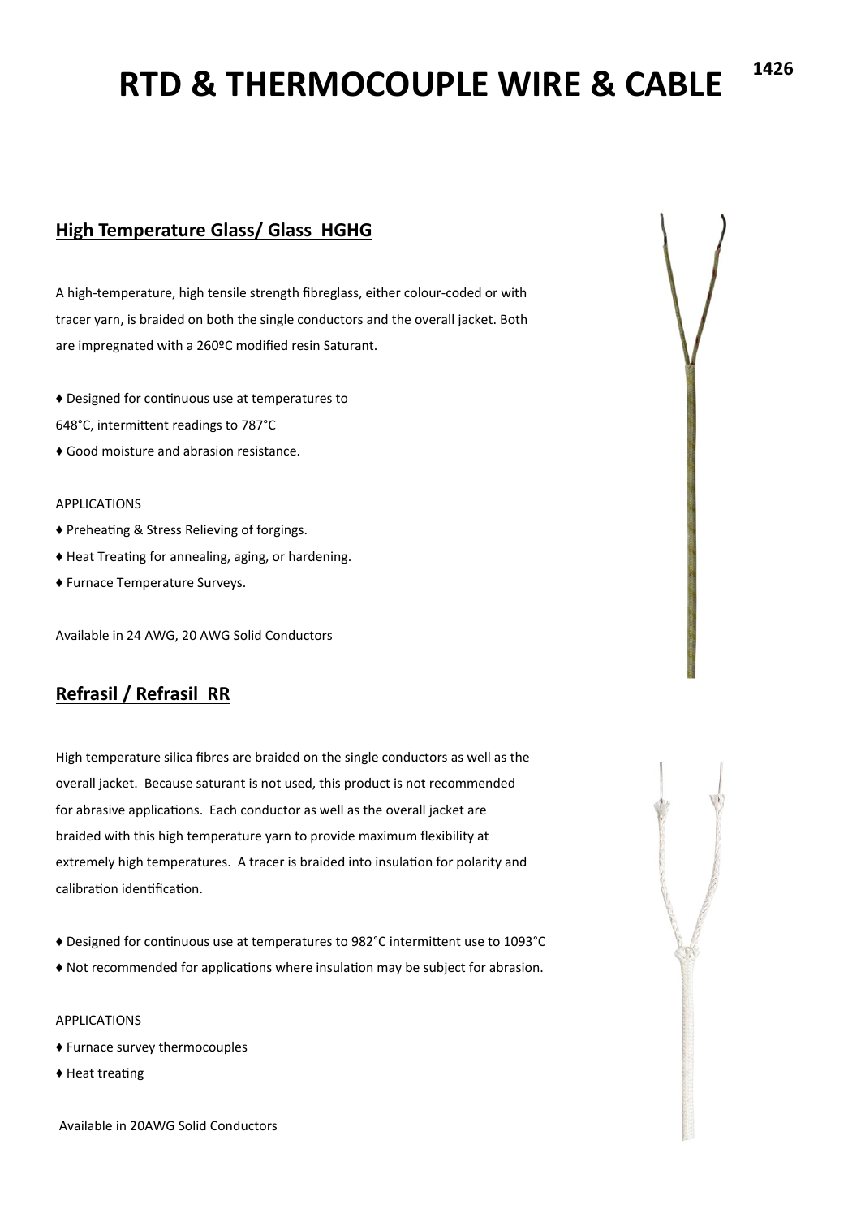# RTD & THERMOCOUPLE WIRE & CABLE

## High Temperature Glass/ Glass HGHG

A high-temperature, high tensile strength fibreglass, either colour-coded or with tracer yarn, is braided on both the single conductors and the overall jacket. Both are impregnated with a 260ºC modified resin Saturant.

♦ Designed for continuous use at temperatures to 648°C, intermittent readings to 787°C

♦ Good moisture and abrasion resistance.

APPLICATIONS

♦ Preheating & Stress Relieving of forgings.

♦ Heat Treating for annealing, aging, or hardening.

♦ Furnace Temperature Surveys.

Available in 24 AWG, 20 AWG Solid Conductors

## Refrasil / Refrasil RR

High temperature silica fibres are braided on the single conductors as well as the overall jacket. Because saturant is not used, this product is not recommended for abrasive applications. Each conductor as well as the overall jacket are braided with this high temperature yarn to provide maximum flexibility at extremely high temperatures. A tracer is braided into insulation for polarity and calibration identification.

♦ Designed for continuous use at temperatures to 982°C intermittent use to 1093°C

♦ Not recommended for applications where insulation may be subject for abrasion.

APPLICATIONS

♦ Furnace survey thermocouples

♦ Heat treating

Available in 20AWG Solid Conductors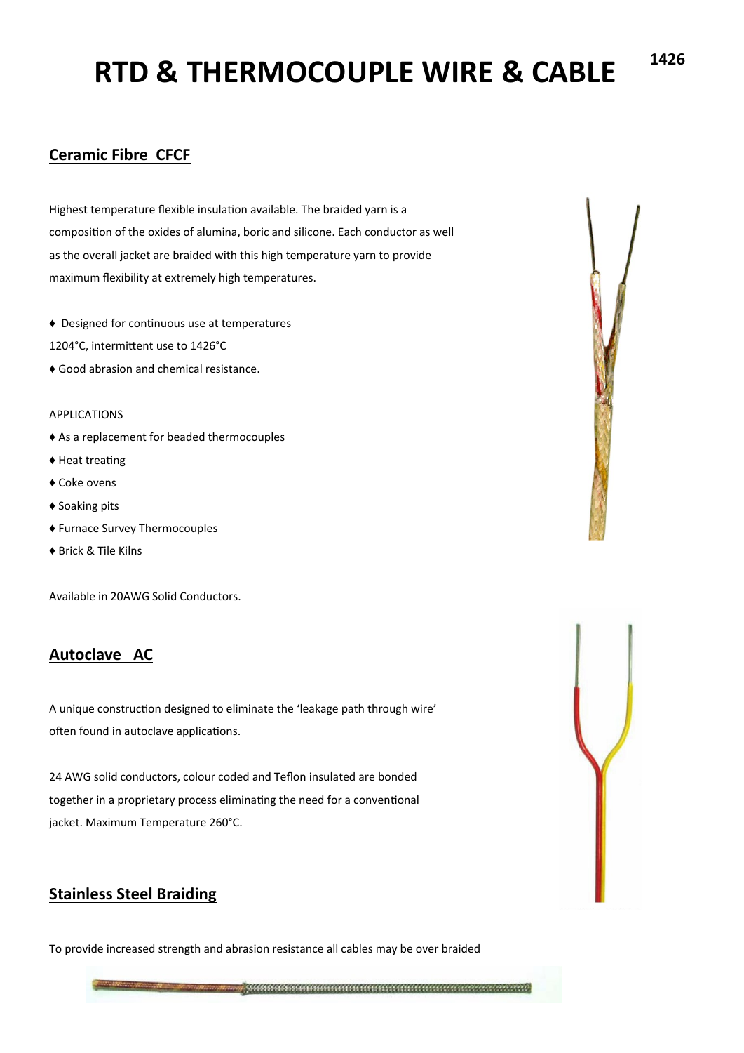# RTD & THERMOCOUPLE WIRE & CABLE

## Ceramic Fibre  CFCF

Highest temperature flexible insulation available. The braided yarn is a composition of the oxides of alumina, boric and silicone. Each conductor as well as the overall jacket are braided with this high temperature yarn to provide maximum flexibility at extremely high temperatures.

♦ Designed for continuous use at temperatures 1204°C, intermittent use to 1426°C

♦ Good abrasion and chemical resistance.

APPLICATIONS

♦ As a replacement for beaded thermocouples

♦ Heat treating

♦ Coke ovens

♦ Soaking pits

♦ Furnace Survey Thermocouples

♦ Brick & Tile Kilns

Available in 20AWG Solid Conductors.

## Autoclave   AC

A unique construction designed to eliminate the 'leakage path through wire' often found in autoclave applications.

24 AWG solid conductors, colour coded and Teflon insulated are bonded together in a proprietary process eliminating the need for a conventional jacket. Maximum Temperature 260°C.

## Stainless Steel Braiding

To provide increased strength and abrasion resistance all cables may be over braided